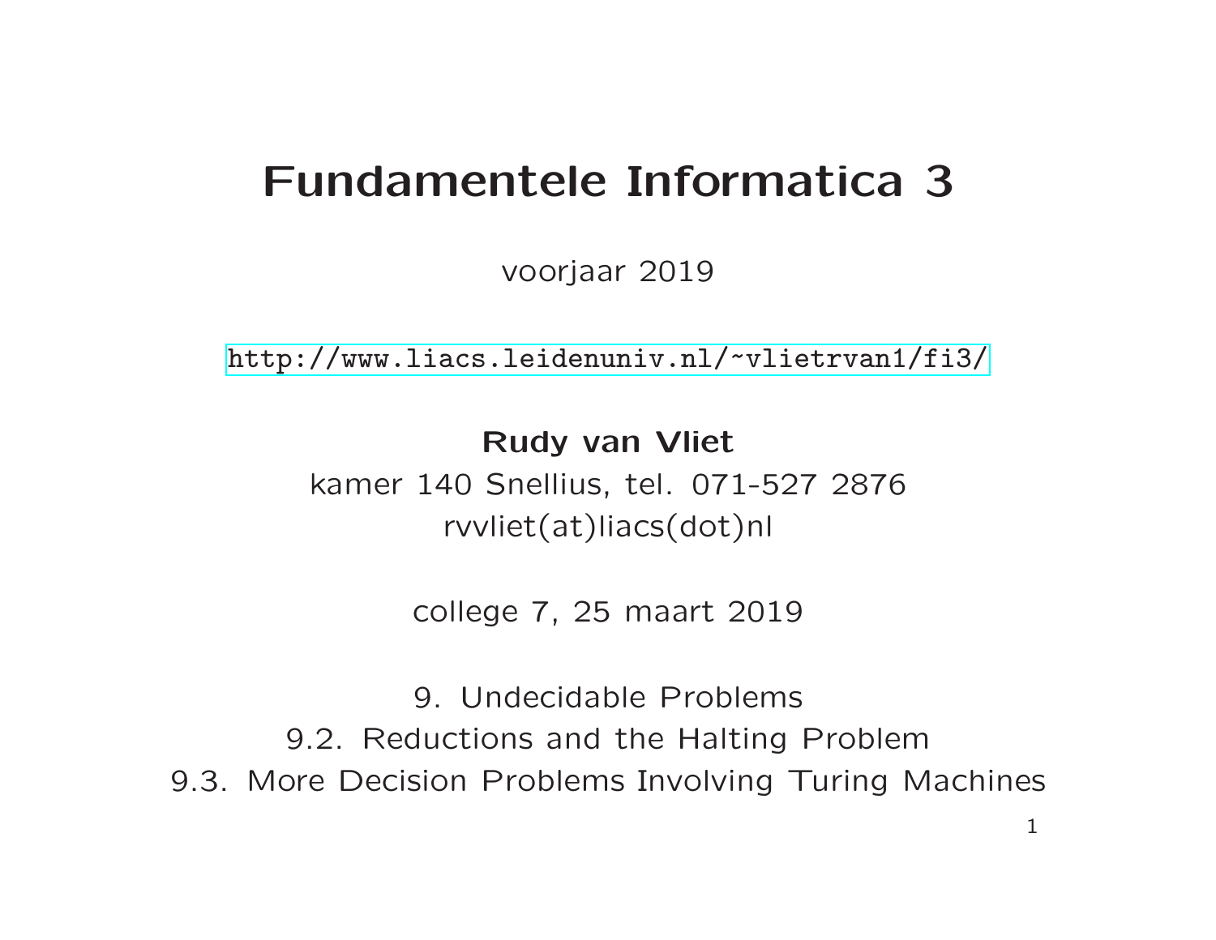# Fundamentele Informatica 3

voorjaar 2019

http://www.liacs.leidenuniv.nl/~vlietrvan1/fi3/

**Rudy van Vliet**

kamer 140 Snellius, tel. 071-527 2876

rvvliet(at)liacs(dot)nl

college 7, 25 maart 2019

9. Undecidable Problems

9.2. Reductions and the Halting Problem

9.3. More Decision Problems Involving Turing Machines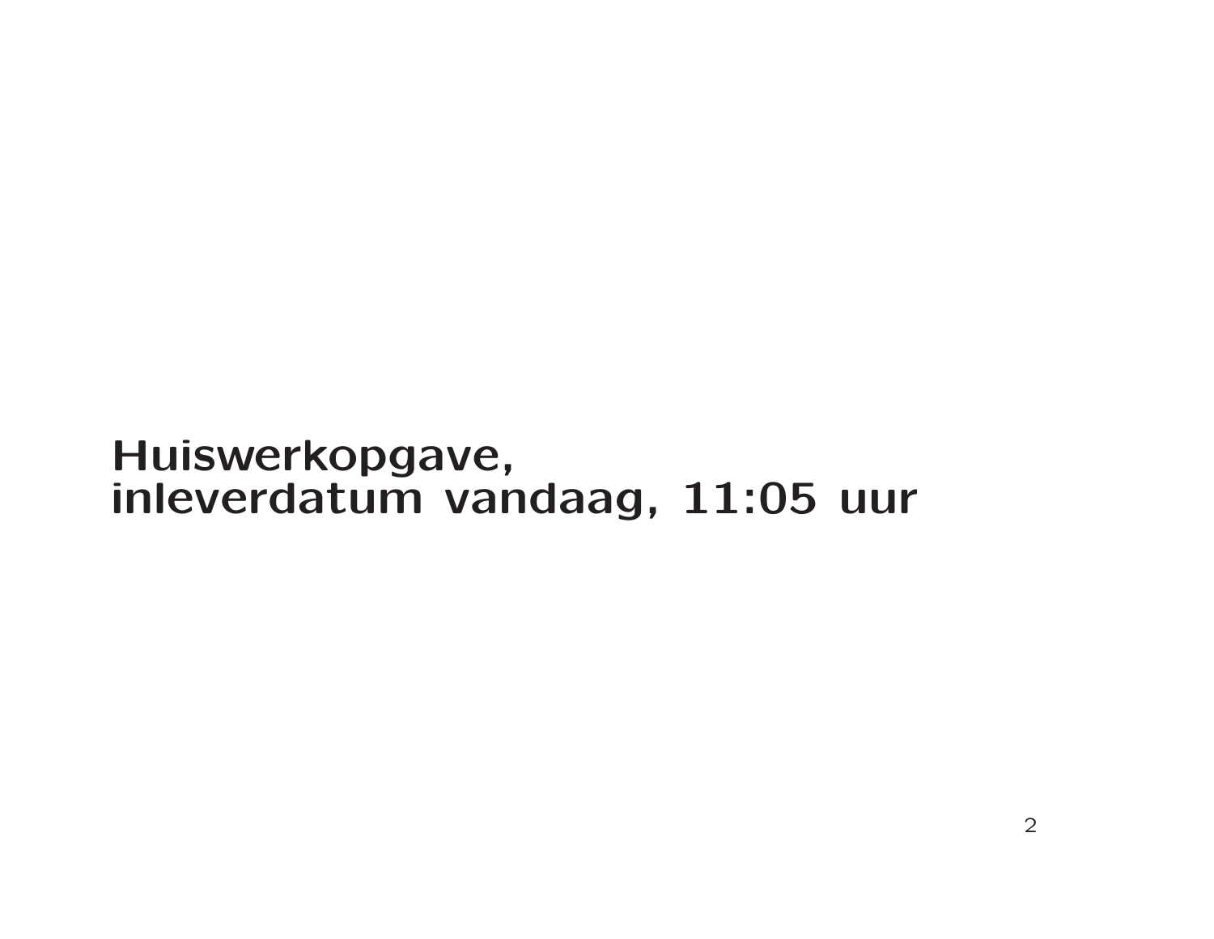## Huiswerkopgave,
## inleverdatum vandaag, 11:05 uur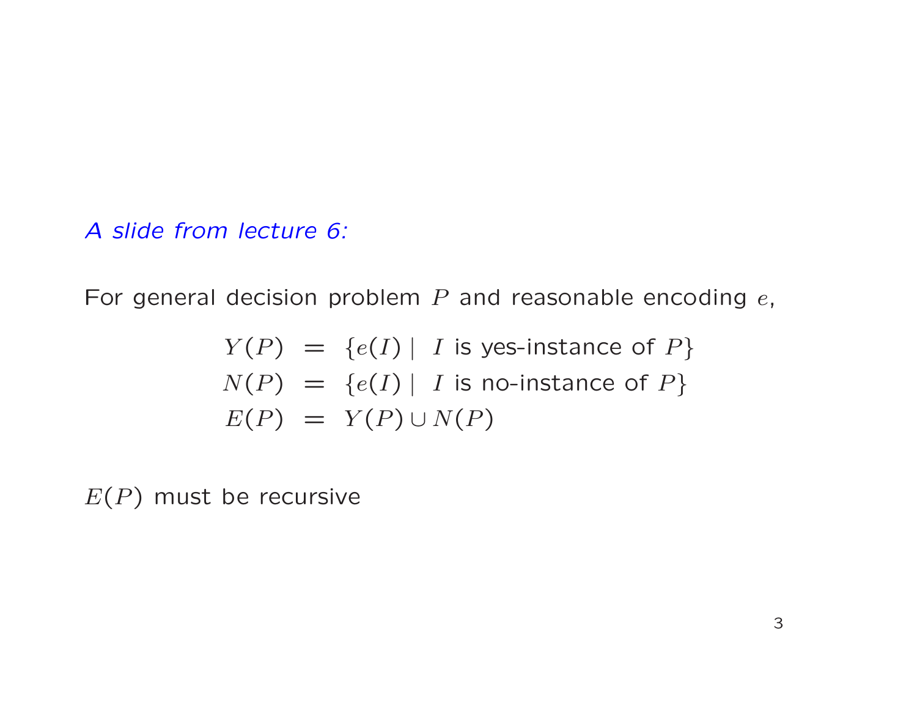*A slide from lecture 6:*

For general decision problem $P$ and reasonable encoding $e$,

$$
\begin{aligned}
Y(P) &= \{e(I) \mid I \text{ is yes-instance of } P\} \\
N(P) &= \{e(I) \mid I \text{ is no-instance of } P\} \\
E(P) &= Y(P) \cup N(P)
\end{aligned}
$$

$E(P)$ must be recursive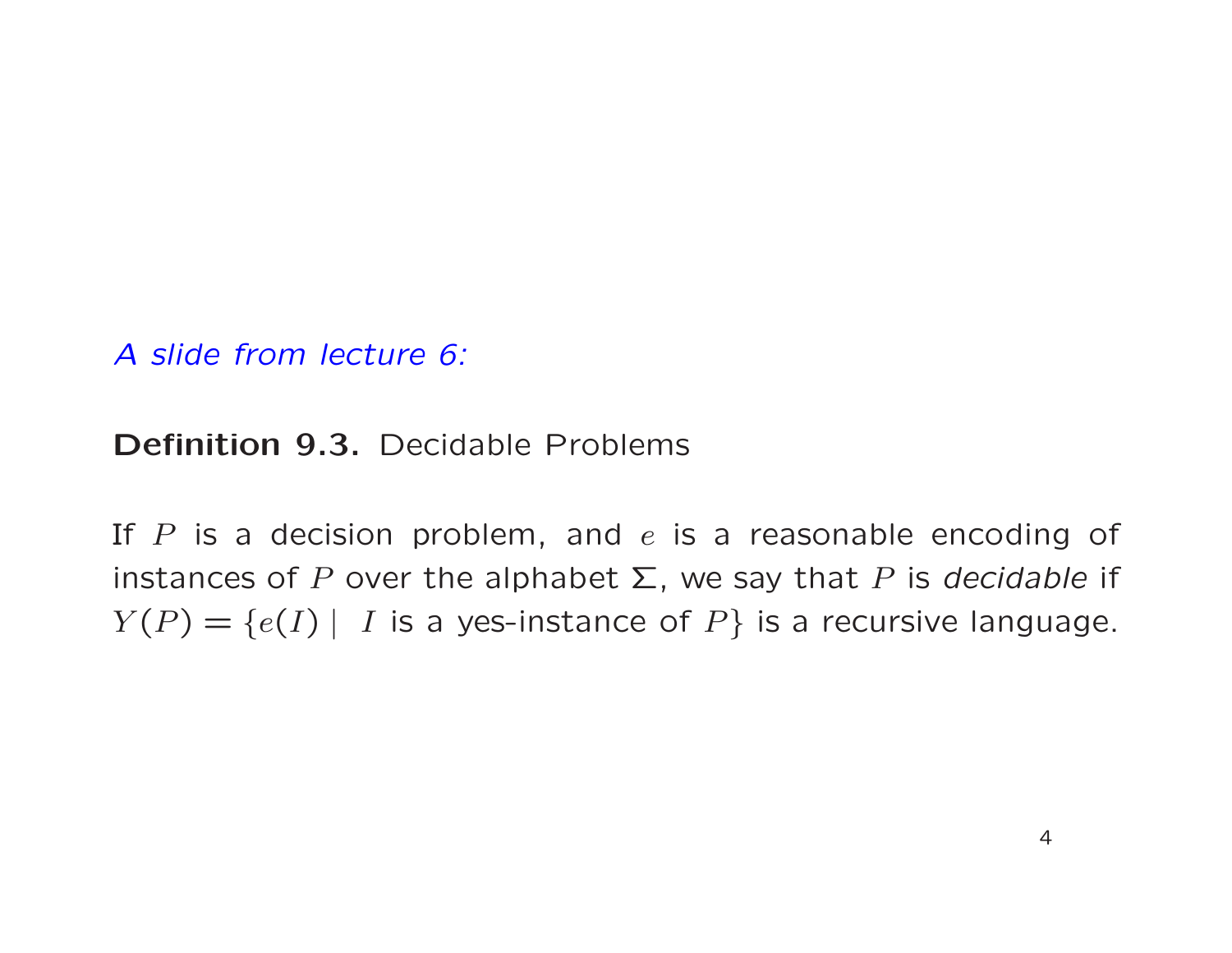*A slide from lecture 6:*

**Definition 9.3.** Decidable Problems

If $P$ is a decision problem, and $e$ is a reasonable encoding of instances of $P$ over the alphabet $\Sigma$, we say that $P$ is *decidable* if $Y(P) = \{e(I) \mid I \text{ is a yes-instance of } P\}$ is a recursive language.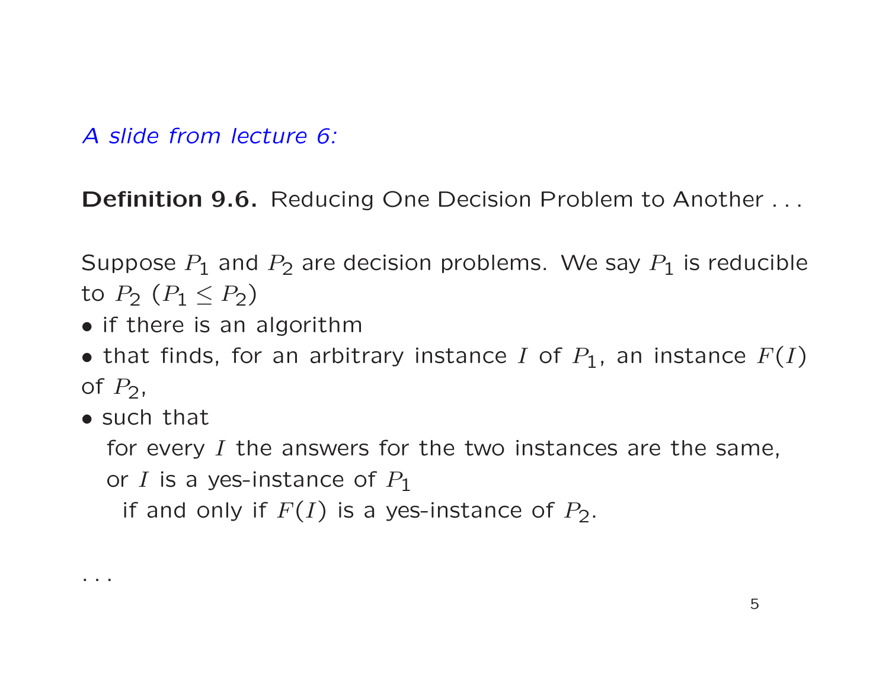*A slide from lecture 6:*

**Definition 9.6.** Reducing One Decision Problem to Another . . .

Suppose $P_1$ and $P_2$ are decision problems. We say $P_1$ is reducible to $P_2$ ($P_1 \leq P_2$)

- if there is an algorithm
- that finds, for an arbitrary instance $I$ of $P_1$, an instance $F(I)$ of $P_2$,
- such that

  for every $I$ the answers for the two instances are the same,
  or $I$ is a yes-instance of $P_1$
  if and only if $F(I)$ is a yes-instance of $P_2$.

. . .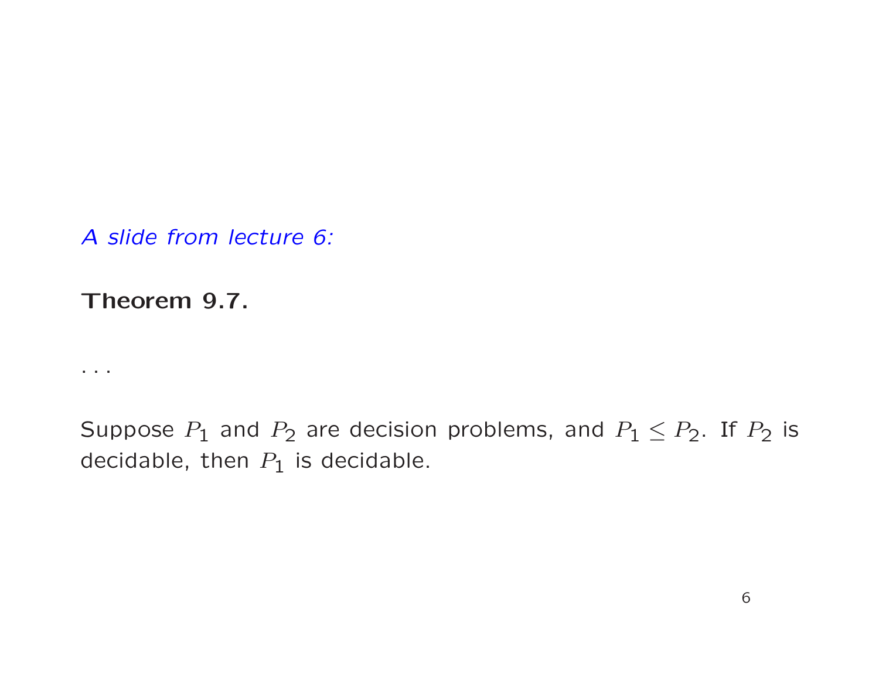*A slide from lecture 6:*

**Theorem 9.7.**

. . .

Suppose $P_1$ and $P_2$ are decision problems, and $P_1 \leq P_2$. If $P_2$ is decidable, then $P_1$ is decidable.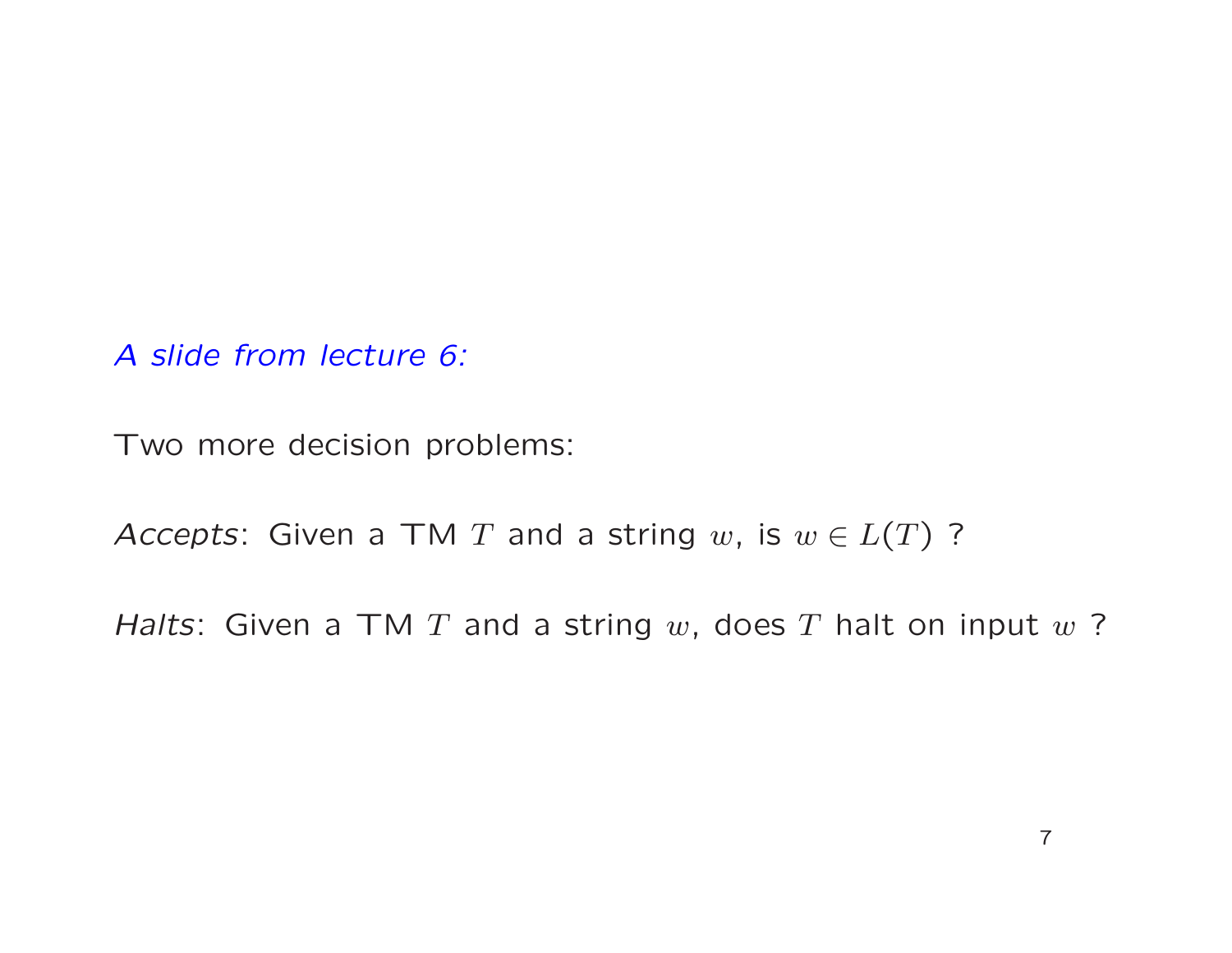*A slide from lecture 6:*

Two more decision problems:

*Accepts*: Given a TM $T$ and a string $w$, is $w \in L(T)$ ?

*Halts*: Given a TM $T$ and a string $w$, does $T$ halt on input $w$ ?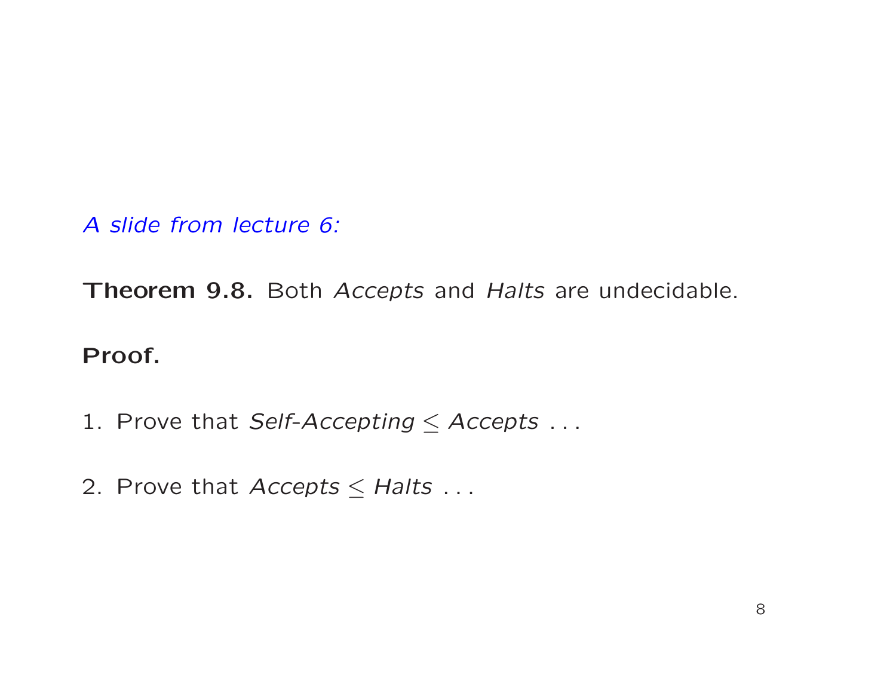*A slide from lecture 6:*

**Theorem 9.8.** Both *Accepts* and *Halts* are undecidable.

**Proof.**

1. Prove that *Self-Accepting* $\leq$ *Accepts* . . .

2. Prove that *Accepts* $\leq$ *Halts* . . .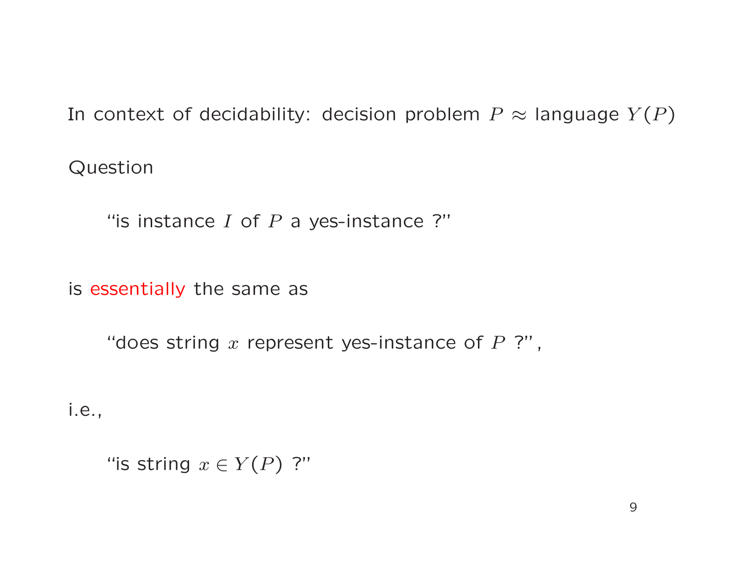In context of decidability: decision problem $P \approx$ language $Y(P)$

Question

> "is instance $I$ of $P$ a yes-instance ?"

is essentially the same as

> "does string $x$ represent yes-instance of $P$ ?",

i.e.,

> "is string $x \in Y(P)$ ?"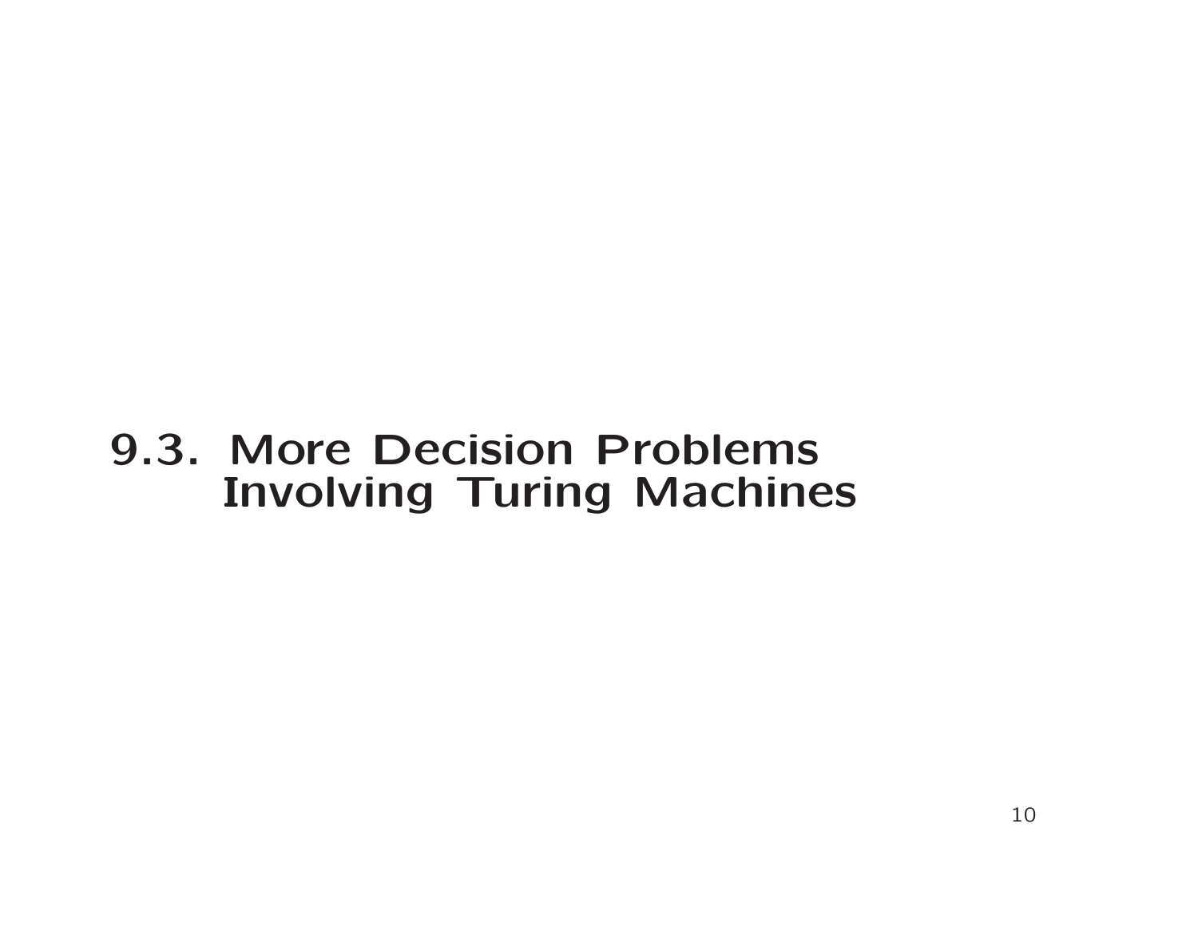# 9.3. More Decision Problems Involving Turing Machines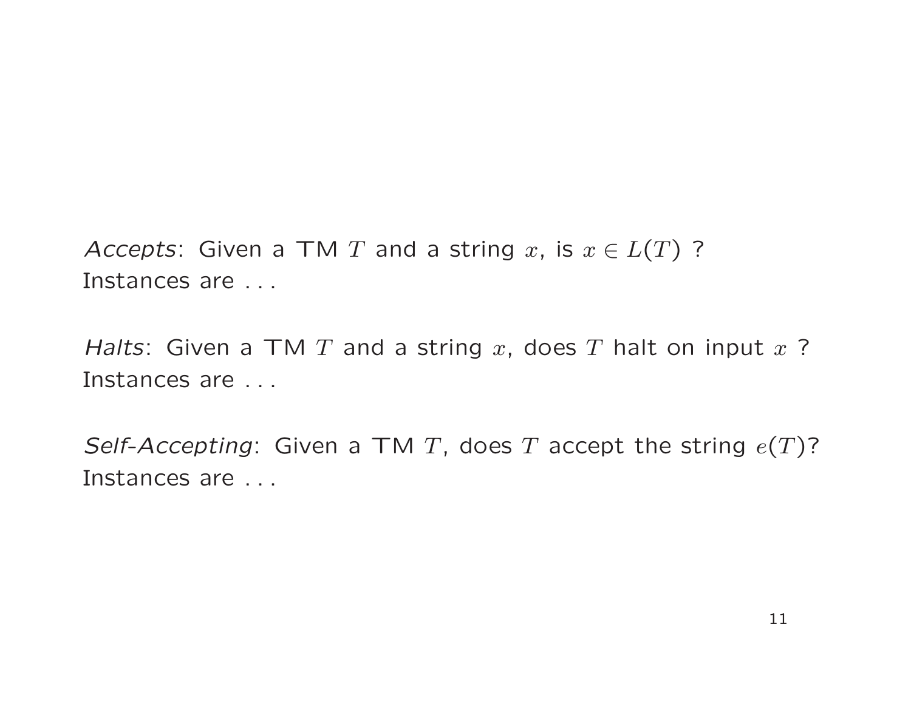*Accepts*: Given a TM $T$ and a string $x$, is $x \in L(T)$ ?
Instances are . . .

*Halts*: Given a TM $T$ and a string $x$, does $T$ halt on input $x$ ?
Instances are . . .

*Self-Accepting*: Given a TM $T$, does $T$ accept the string $e(T)$?
Instances are . . .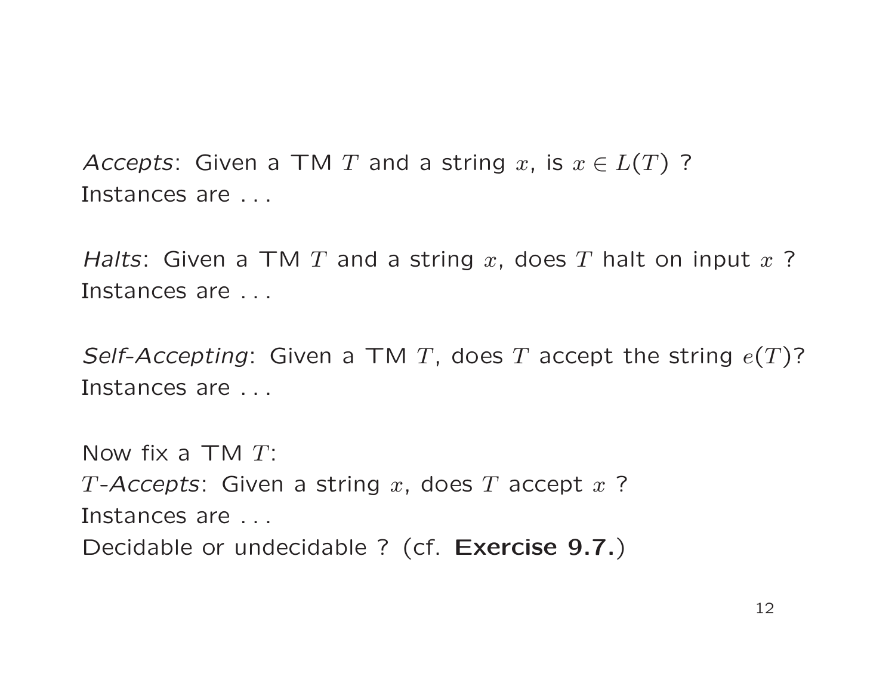*Accepts*: Given a TM $T$ and a string $x$, is $x \in L(T)$ ?
Instances are . . .

*Halts*: Given a TM $T$ and a string $x$, does $T$ halt on input $x$ ?
Instances are . . .

*Self-Accepting*: Given a TM $T$, does $T$ accept the string $e(T)$?
Instances are . . .

Now fix a TM $T$:
$T$-*Accepts*: Given a string $x$, does $T$ accept $x$ ?
Instances are . . .
Decidable or undecidable ? (cf. **Exercise 9.7.**)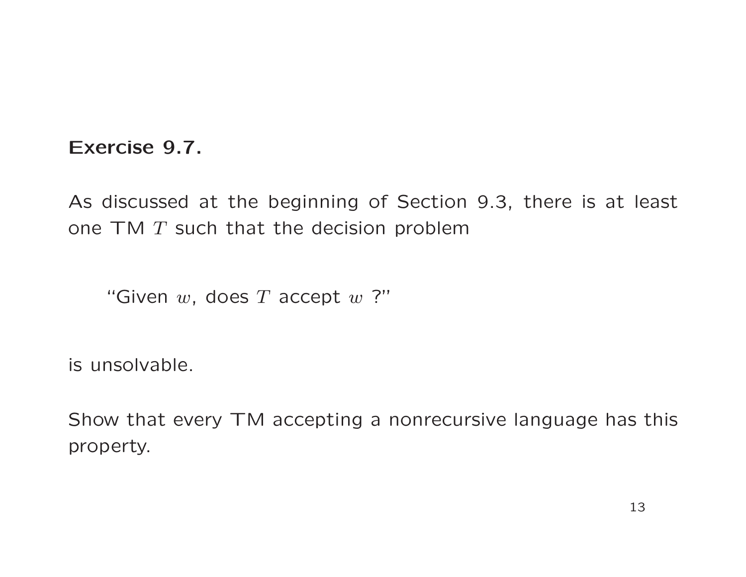**Exercise 9.7.**

As discussed at the beginning of Section 9.3, there is at least one TM $T$ such that the decision problem

> "Given $w$, does $T$ accept $w$ ?"

is unsolvable.

Show that every TM accepting a nonrecursive language has this property.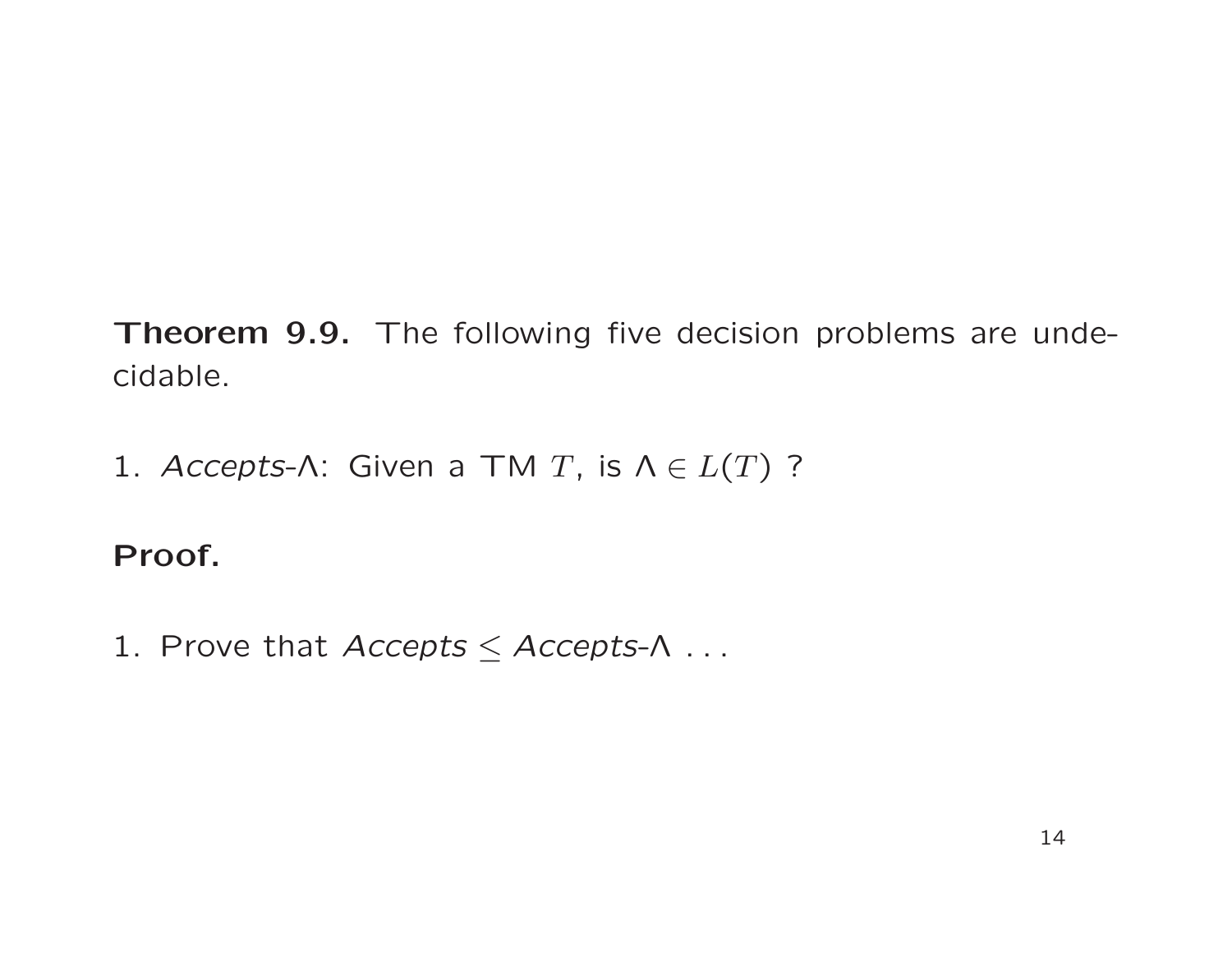**Theorem 9.9.** The following five decision problems are undecidable.

1. *Accepts-*$\Lambda$: Given a TM $T$, is $\Lambda \in L(T)$ ?

**Proof.**

1. Prove that *Accepts* $\leq$ *Accepts-*$\Lambda$ . . .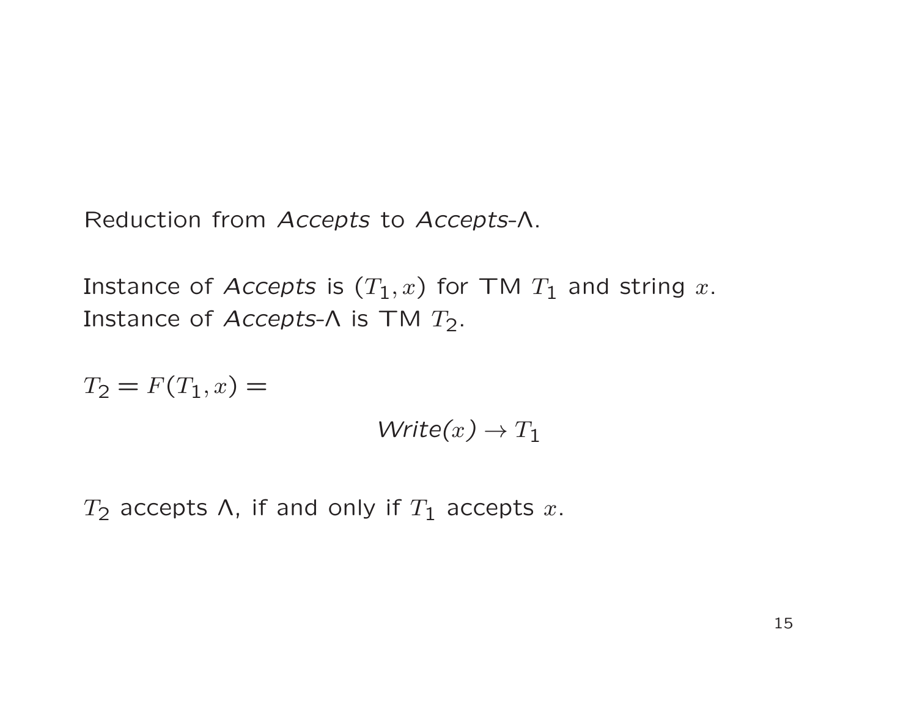Reduction from *Accepts* to *Accepts*-$\Lambda$.

Instance of *Accepts* is $(T_1, x)$ for TM $T_1$ and string $x$.
Instance of *Accepts*-$\Lambda$ is TM $T_2$.

$T_2 = F(T_1, x) =$

$$\textit{Write}(x) \rightarrow T_1$$

$T_2$ accepts $\Lambda$, if and only if $T_1$ accepts $x$.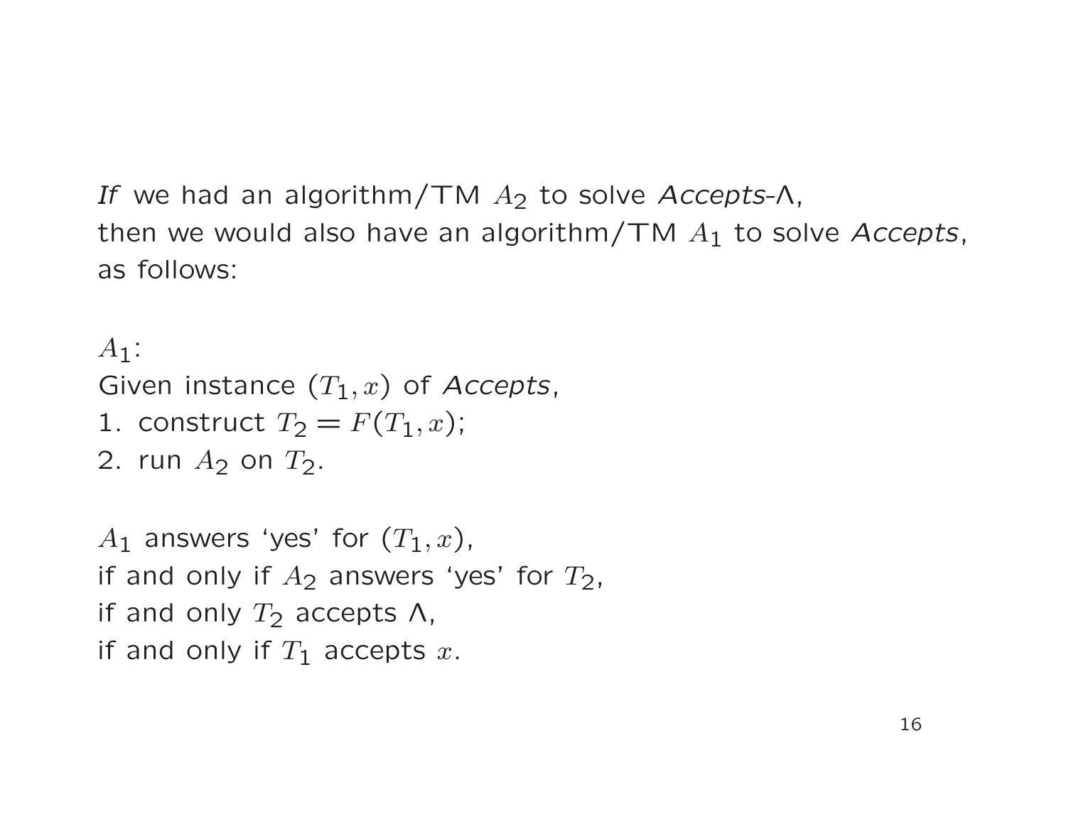*If* we had an algorithm/TM $A_2$ to solve *Accepts-*$\Lambda$,
then we would also have an algorithm/TM $A_1$ to solve *Accepts*,
as follows:

$A_1$:
Given instance $(T_1, x)$ of *Accepts*,
1. construct $T_2 = F(T_1, x)$;
2. run $A_2$ on $T_2$.

$A_1$ answers 'yes' for $(T_1, x)$,
if and only if $A_2$ answers 'yes' for $T_2$,
if and only $T_2$ accepts $\Lambda$,
if and only if $T_1$ accepts $x$.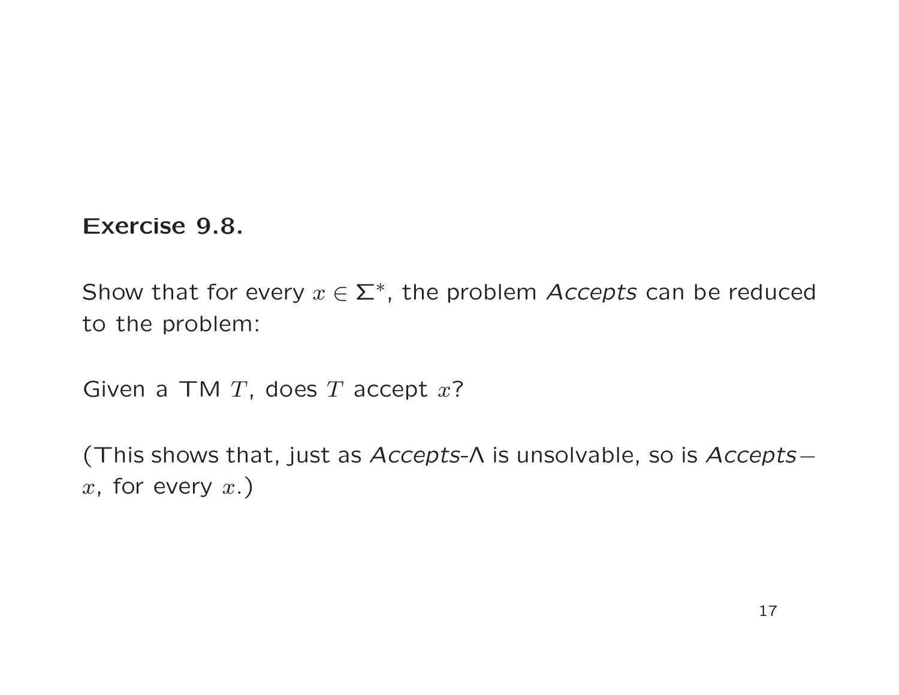**Exercise 9.8.**

Show that for every $x \in \Sigma^*$, the problem *Accepts* can be reduced to the problem:

Given a TM $T$, does $T$ accept $x$?

(This shows that, just as *Accepts*-$\Lambda$ is unsolvable, so is *Accepts*$-$ $x$, for every $x$.)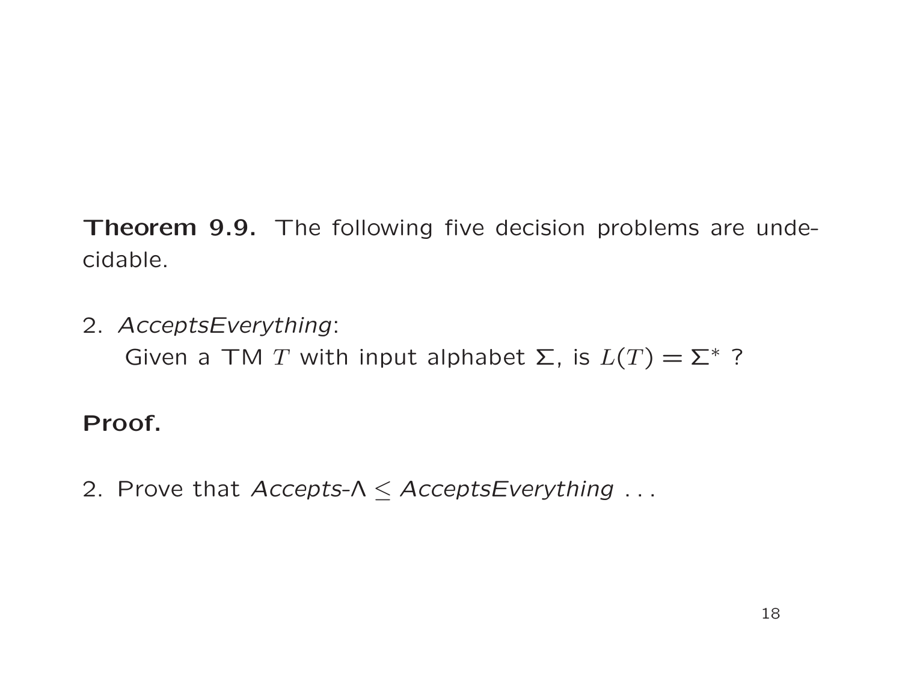**Theorem 9.9.** The following five decision problems are undecidable.

2. *AcceptsEverything*:
   Given a TM $T$ with input alphabet $\Sigma$, is $L(T) = \Sigma^*$ ?

**Proof.**

2. Prove that *Accepts-*$\Lambda \leq$ *AcceptsEverything* . . .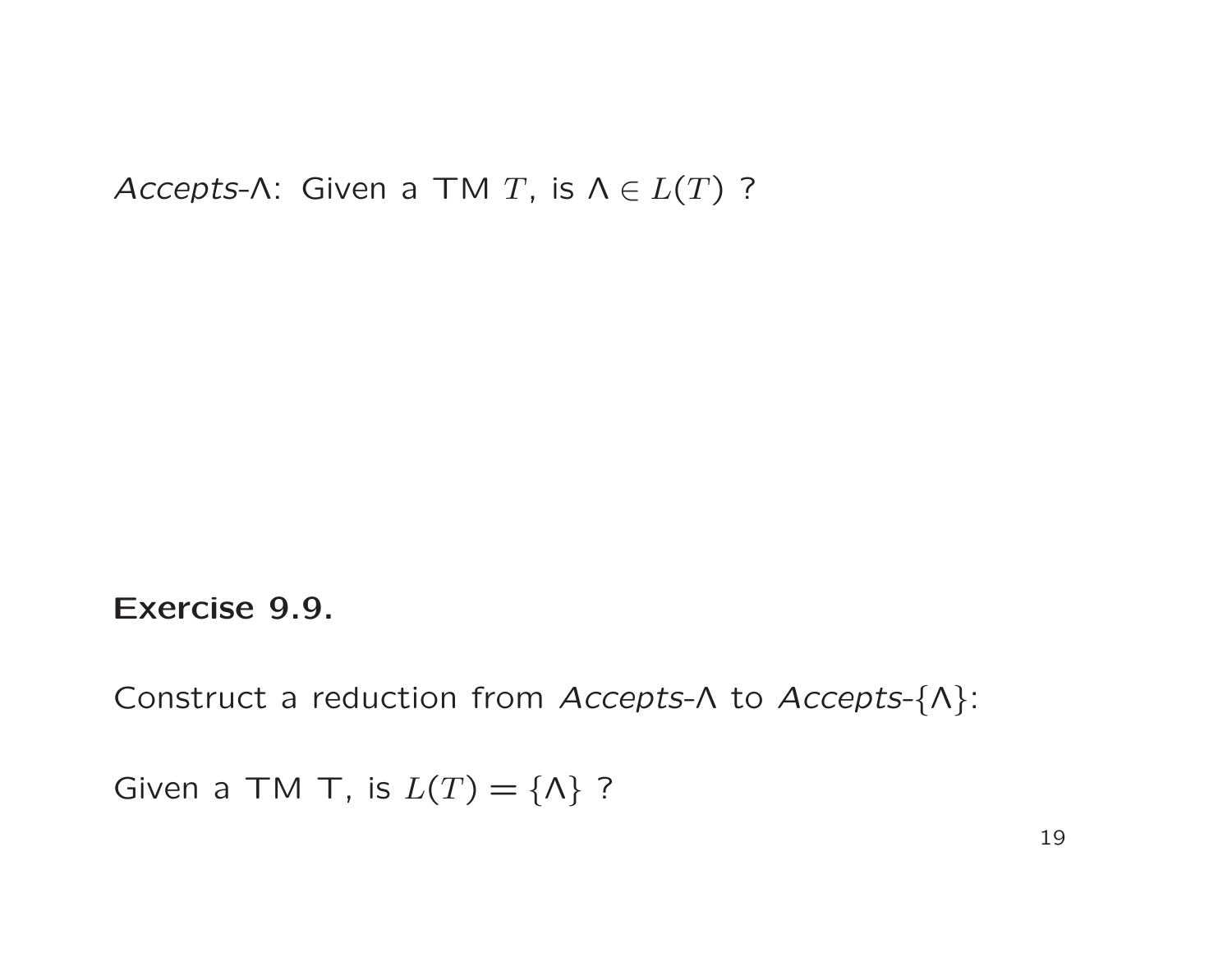*Accepts*-$\Lambda$: Given a TM $T$, is $\Lambda \in L(T)$ ?

**Exercise 9.9.**

Construct a reduction from *Accepts*-$\Lambda$ to *Accepts*-$\{\Lambda\}$:

Given a TM T, is $L(T) = \{\Lambda\}$ ?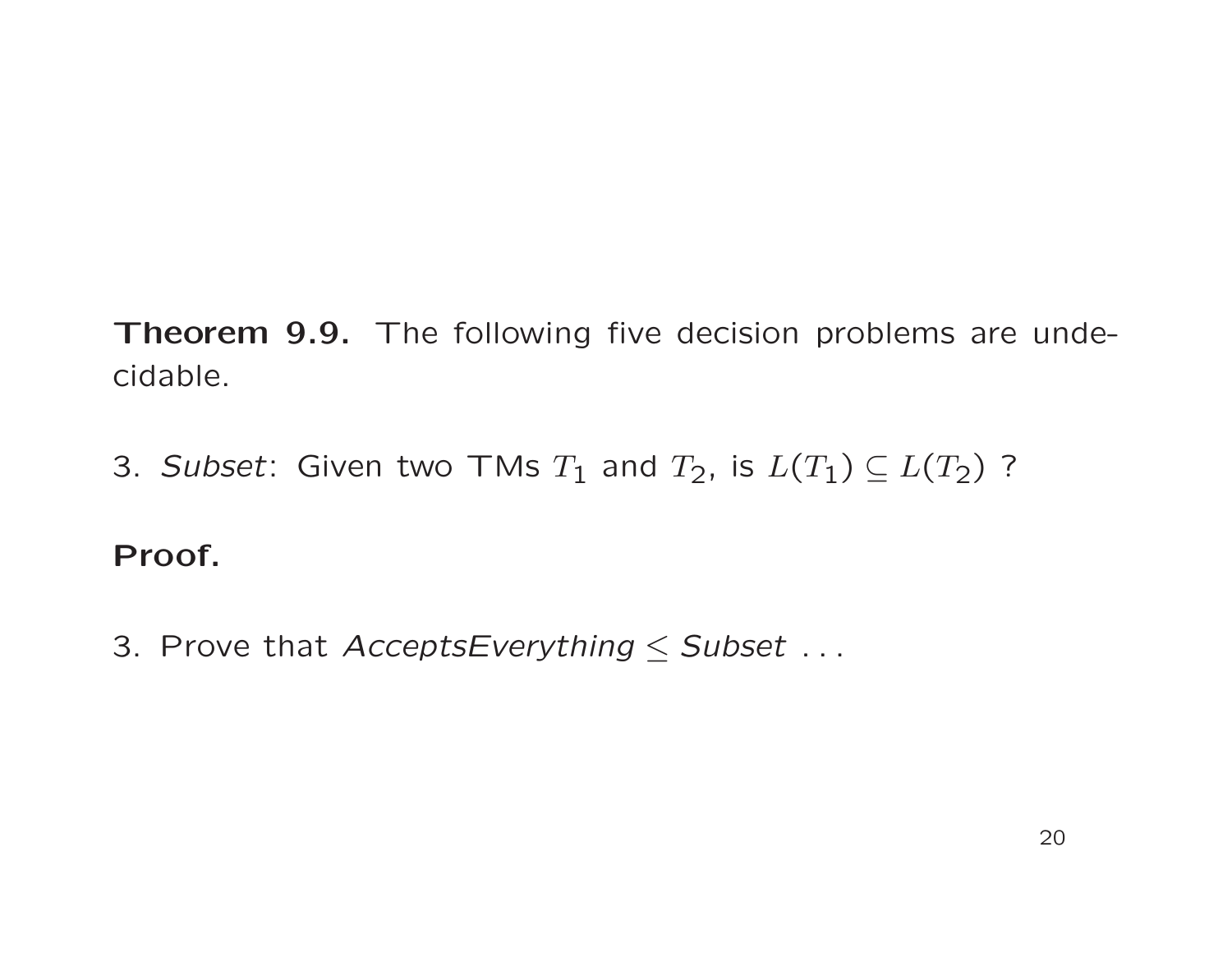**Theorem 9.9.** The following five decision problems are undecidable.

3. *Subset*: Given two TMs $T_1$ and $T_2$, is $L(T_1) \subseteq L(T_2)$ ?

**Proof.**

3. Prove that *AcceptsEverything* $\leq$ *Subset* . . .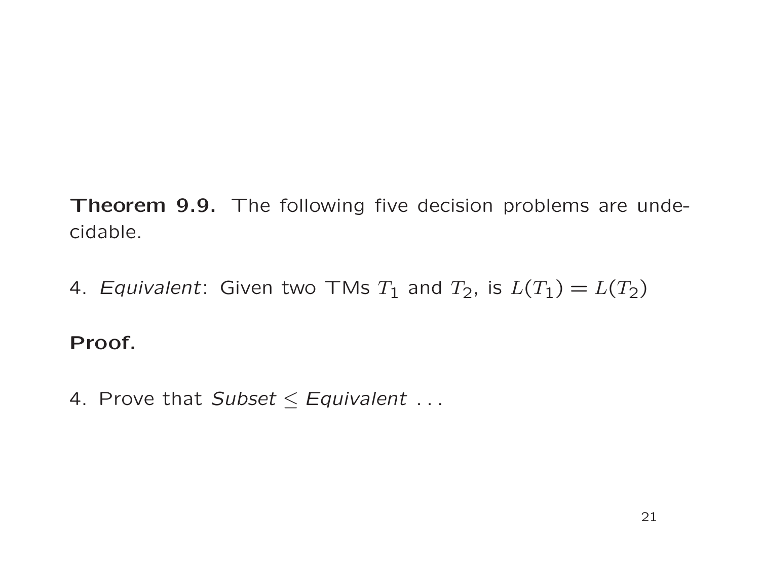**Theorem 9.9.** The following five decision problems are undecidable.

4. *Equivalent*: Given two TMs $T_1$ and $T_2$, is $L(T_1) = L(T_2)$

**Proof.**

4. Prove that *Subset* $\leq$ *Equivalent* . . .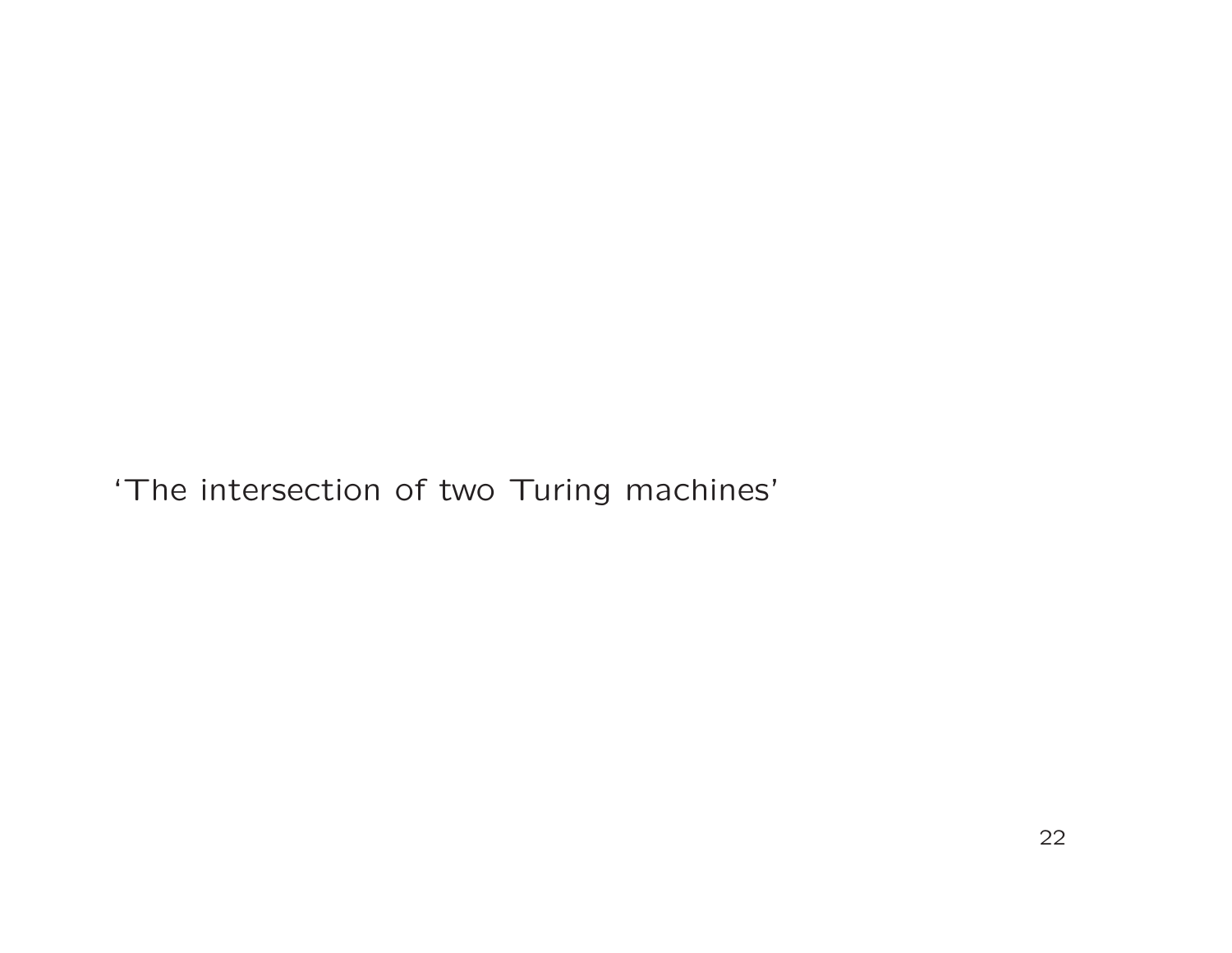‘The intersection of two Turing machines’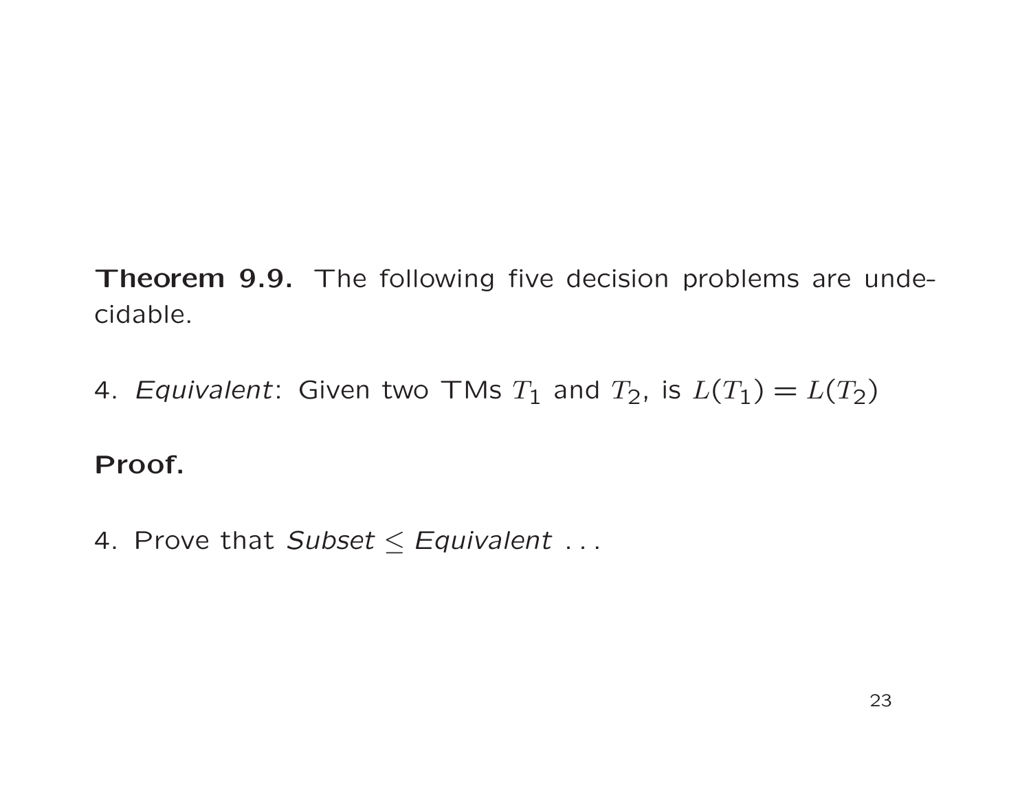**Theorem 9.9.** The following five decision problems are undecidable.

4. *Equivalent*: Given two TMs $T_1$ and $T_2$, is $L(T_1) = L(T_2)$

**Proof.**

4. Prove that *Subset* $\leq$ *Equivalent* . . .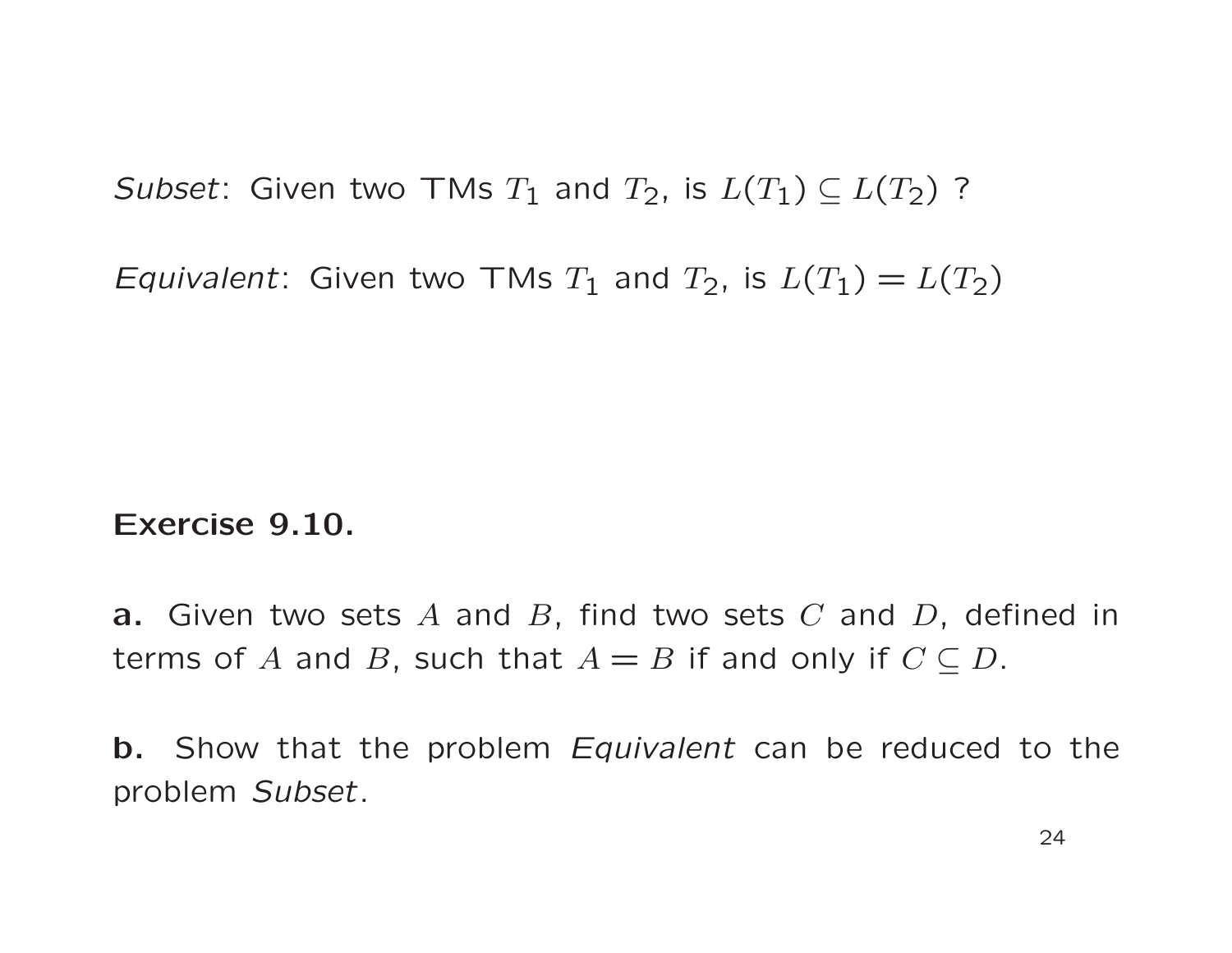*Subset*: Given two TMs $T_1$ and $T_2$, is $L(T_1) \subseteq L(T_2)$ ?

*Equivalent*: Given two TMs $T_1$ and $T_2$, is $L(T_1) = L(T_2)$

**Exercise 9.10.**

**a.** Given two sets $A$ and $B$, find two sets $C$ and $D$, defined in terms of $A$ and $B$, such that $A = B$ if and only if $C \subseteq D$.

**b.** Show that the problem *Equivalent* can be reduced to the problem *Subset*.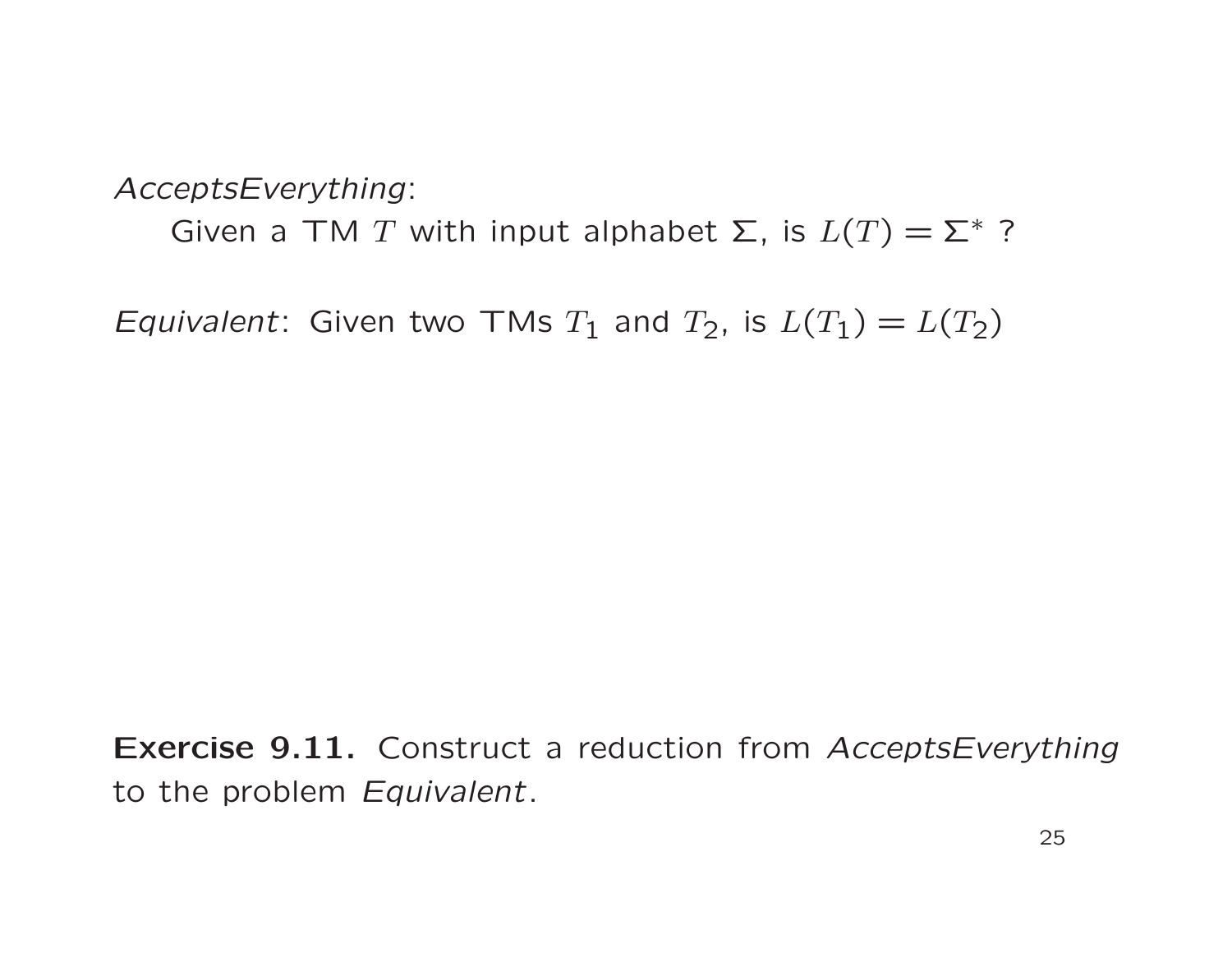*AcceptsEverything*:

Given a TM $T$ with input alphabet $\Sigma$, is $L(T) = \Sigma^*$ ?

*Equivalent*: Given two TMs $T_1$ and $T_2$, is $L(T_1) = L(T_2)$

**Exercise 9.11.** Construct a reduction from *AcceptsEverything* to the problem *Equivalent*.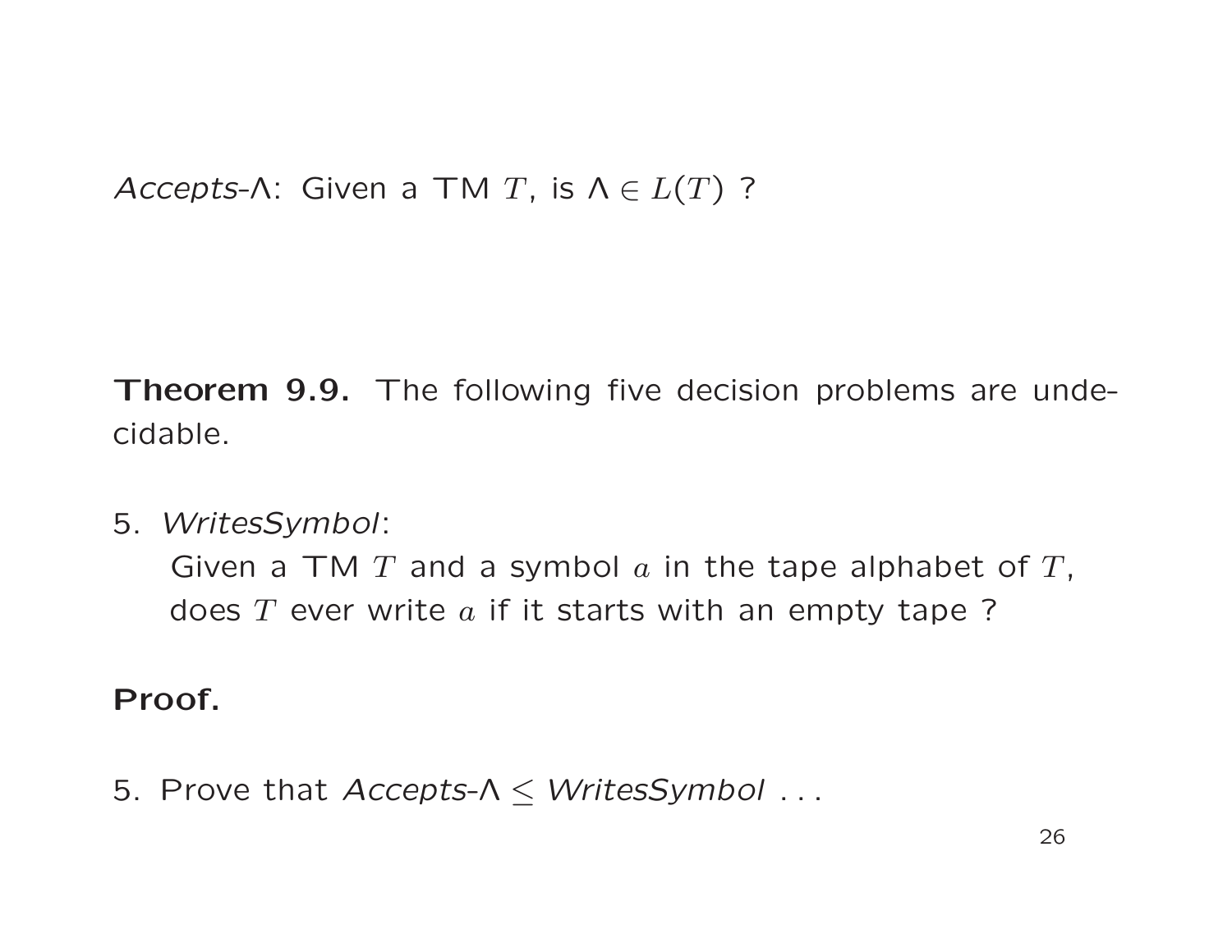*Accepts-Λ*: Given a TM $T$, is $\Lambda \in L(T)$ ?

**Theorem 9.9.** The following five decision problems are undecidable.

5. *WritesSymbol*:
   Given a TM $T$ and a symbol $a$ in the tape alphabet of $T$, does $T$ ever write $a$ if it starts with an empty tape ?

**Proof.**

5. Prove that *Accepts-Λ* $\leq$ *WritesSymbol* . . .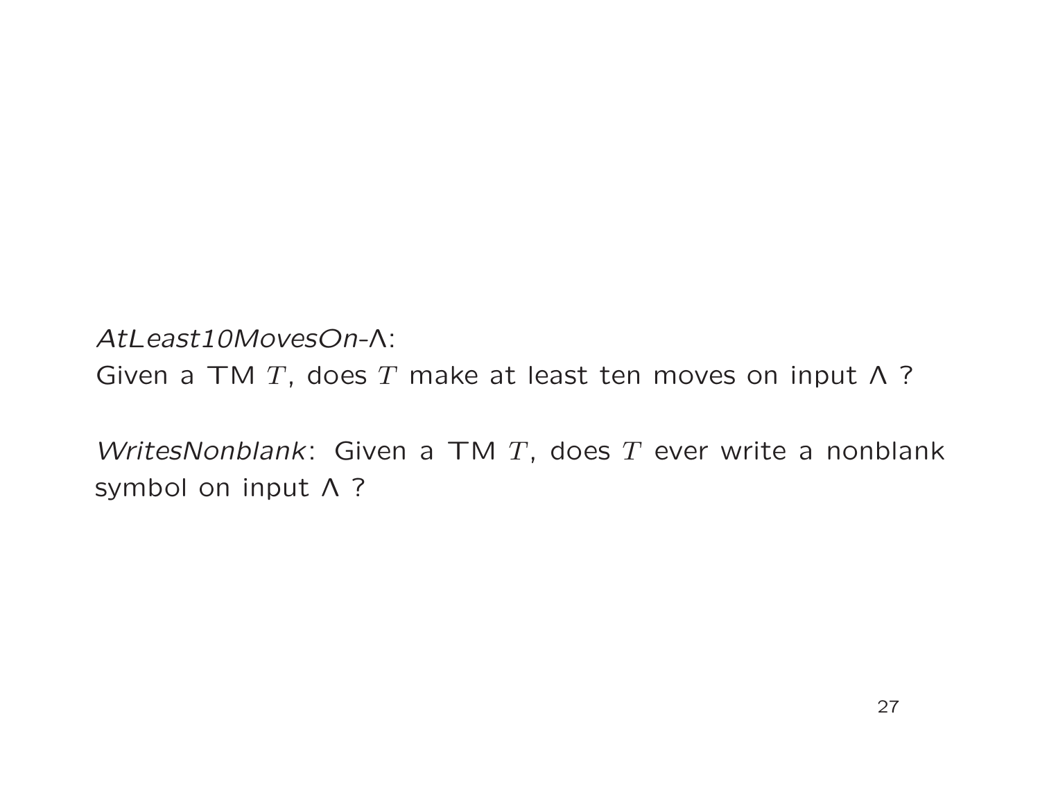*AtLeast10MovesOn-Λ*:
Given a TM $T$, does $T$ make at least ten moves on input Λ ?

*WritesNonblank*: Given a TM $T$, does $T$ ever write a nonblank symbol on input Λ ?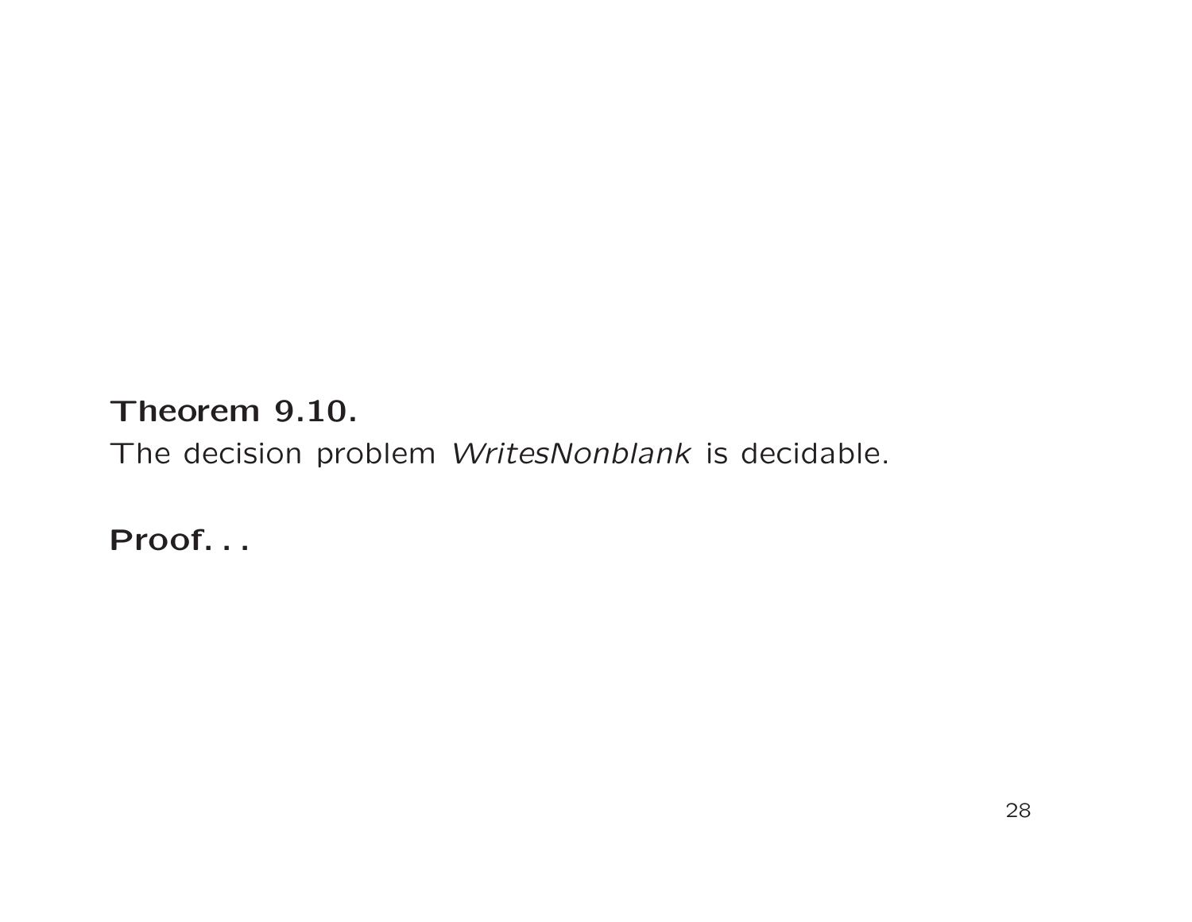**Theorem 9.10.**
The decision problem *WritesNonblank* is decidable.

**Proof. . .**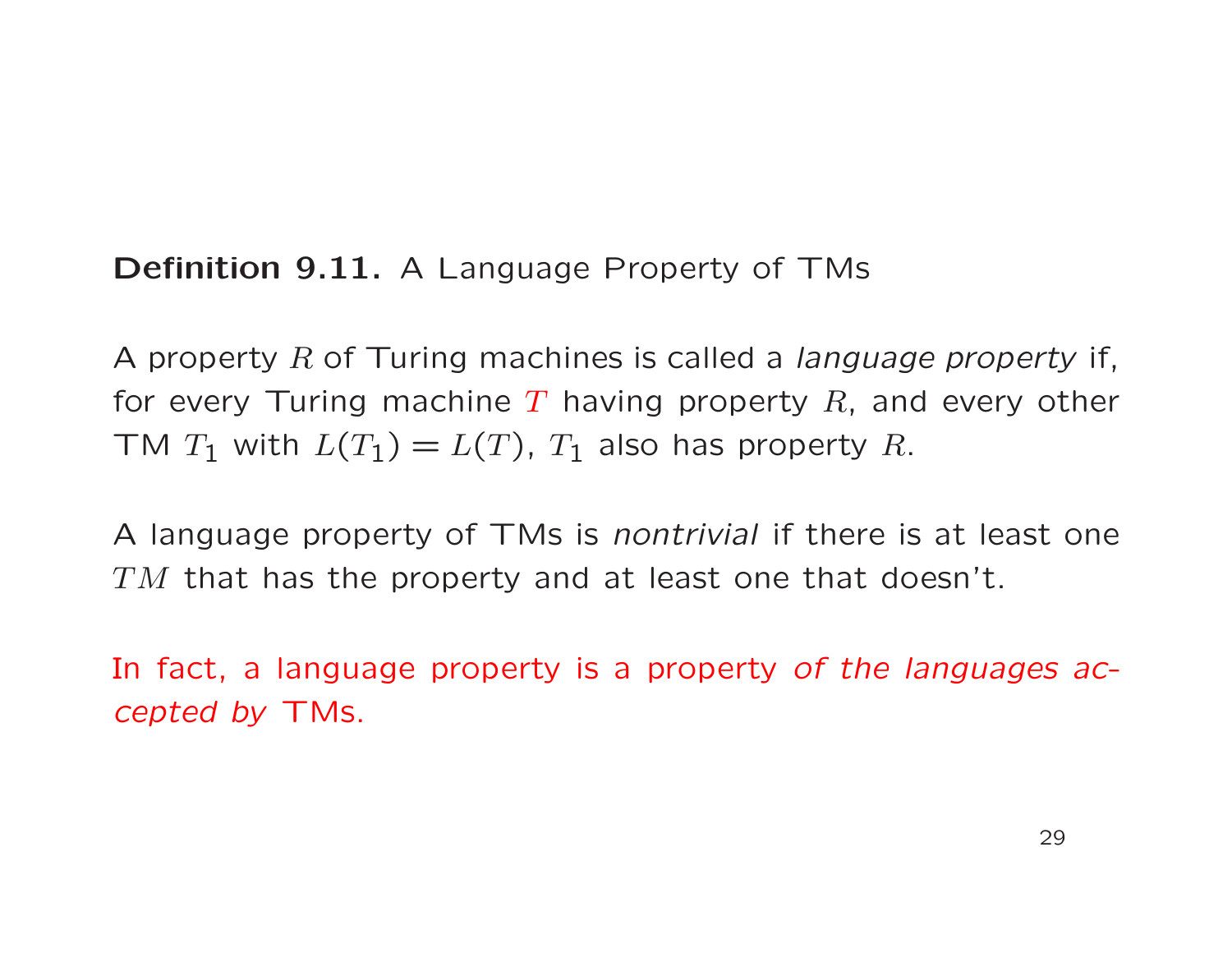**Definition 9.11.** A Language Property of TMs

A property $R$ of Turing machines is called a *language property* if, for every Turing machine $T$ having property $R$, and every other TM $T_1$ with $L(T_1) = L(T)$, $T_1$ also has property $R$.

A language property of TMs is *nontrivial* if there is at least one $TM$ that has the property and at least one that doesn't.

In fact, a language property is a property *of the languages accepted by* TMs.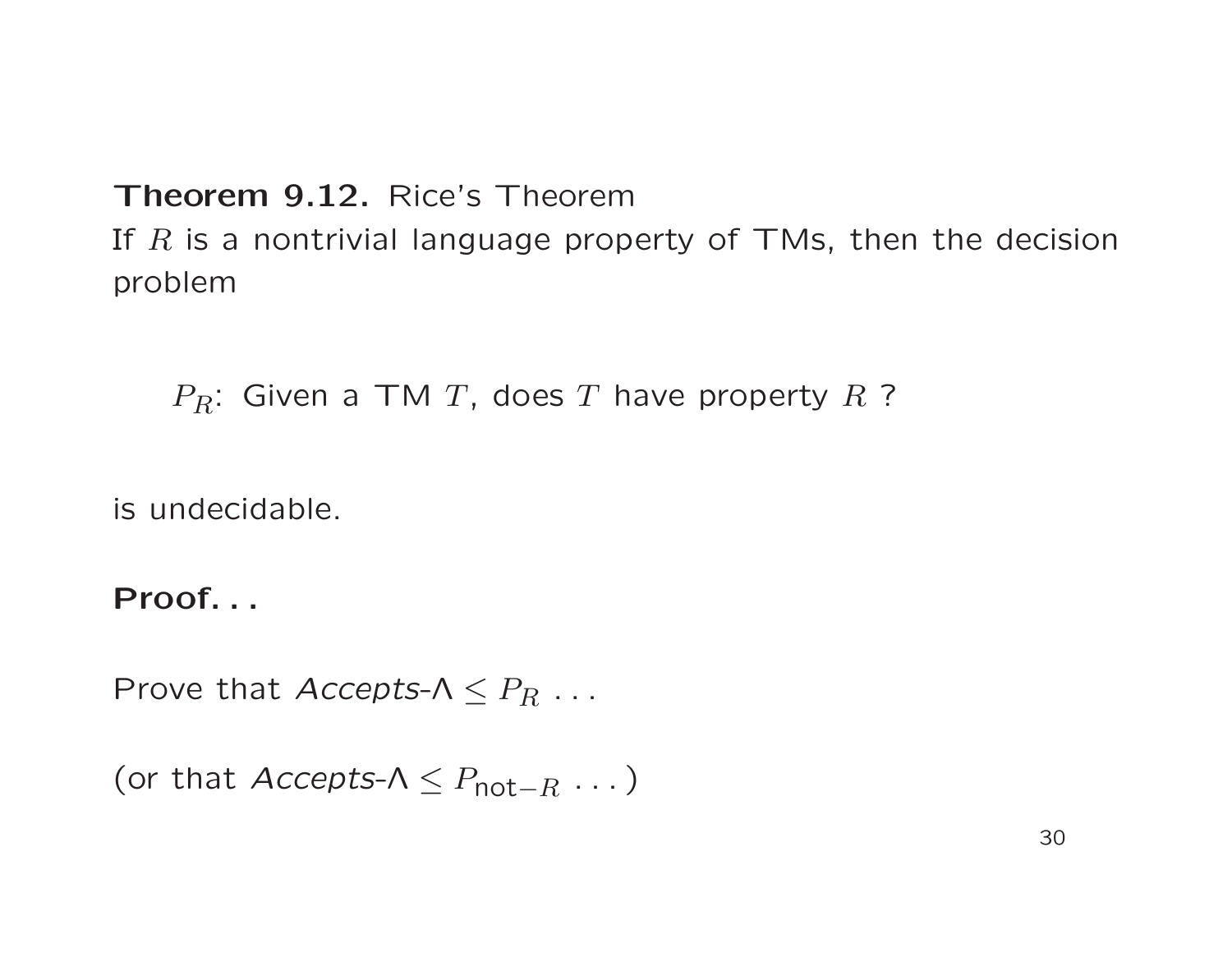**Theorem 9.12.** Rice's Theorem
If $R$ is a nontrivial language property of TMs, then the decision problem

$P_R$: Given a TM $T$, does $T$ have property $R$ ?

is undecidable.

**Proof. . .**

Prove that *Accepts*-$\Lambda \leq P_R$ . . .

(or that *Accepts*-$\Lambda \leq P_{\text{not}-R}$ . . . )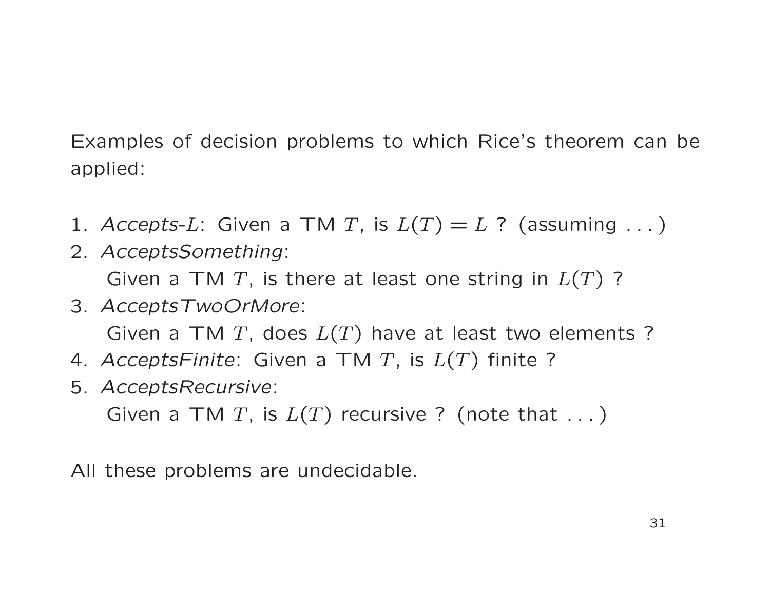Examples of decision problems to which Rice's theorem can be applied:

1. *Accepts-$L$*: Given a TM $T$, is $L(T) = L$ ? (assuming . . . )
2. *AcceptsSomething*:
   Given a TM $T$, is there at least one string in $L(T)$ ?
3. *AcceptsTwoOrMore*:
   Given a TM $T$, does $L(T)$ have at least two elements ?
4. *AcceptsFinite*: Given a TM $T$, is $L(T)$ finite ?
5. *AcceptsRecursive*:
   Given a TM $T$, is $L(T)$ recursive ? (note that . . . )

All these problems are undecidable.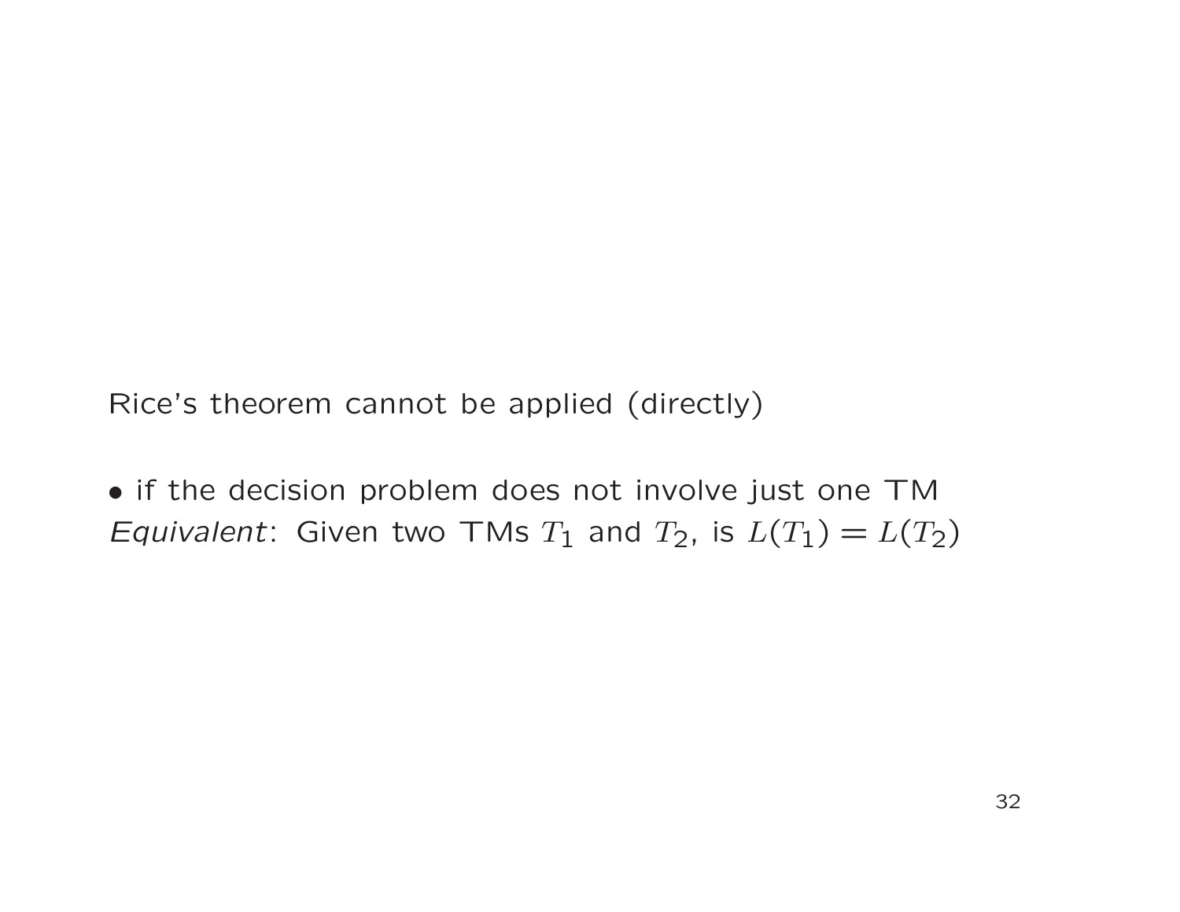Rice's theorem cannot be applied (directly)

• if the decision problem does not involve just one TM
*Equivalent*: Given two TMs $T_1$ and $T_2$, is $L(T_1) = L(T_2)$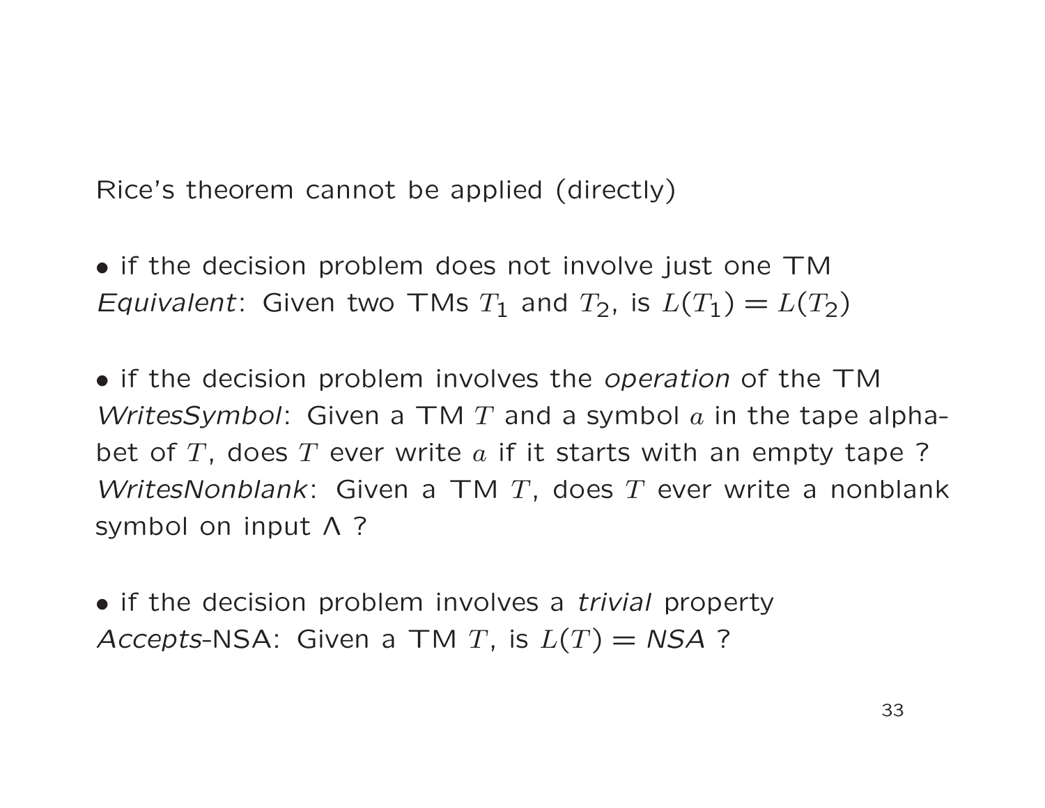Rice's theorem cannot be applied (directly)

- if the decision problem does not involve just one TM
*Equivalent*: Given two TMs $T_1$ and $T_2$, is $L(T_1) = L(T_2)$

- if the decision problem involves the *operation* of the TM
*WritesSymbol*: Given a TM $T$ and a symbol $a$ in the tape alphabet of $T$, does $T$ ever write $a$ if it starts with an empty tape ?
*WritesNonblank*: Given a TM $T$, does $T$ ever write a nonblank symbol on input $\Lambda$ ?

- if the decision problem involves a *trivial* property
*Accepts*-NSA: Given a TM $T$, is $L(T) = \mathit{NSA}$ ?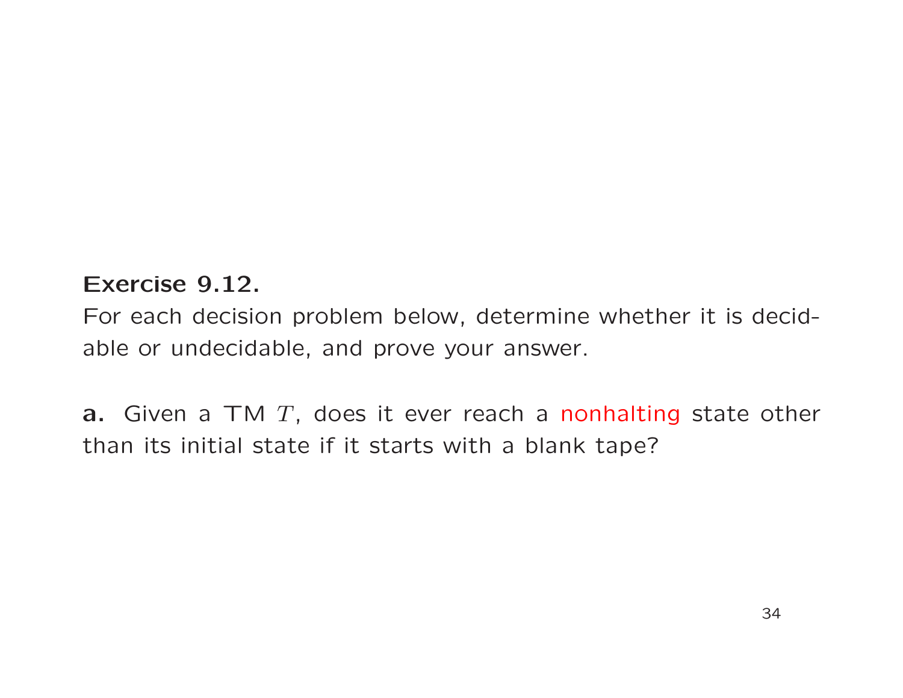**Exercise 9.12.**

For each decision problem below, determine whether it is decidable or undecidable, and prove your answer.

**a.** Given a TM $T$, does it ever reach a nonhalting state other than its initial state if it starts with a blank tape?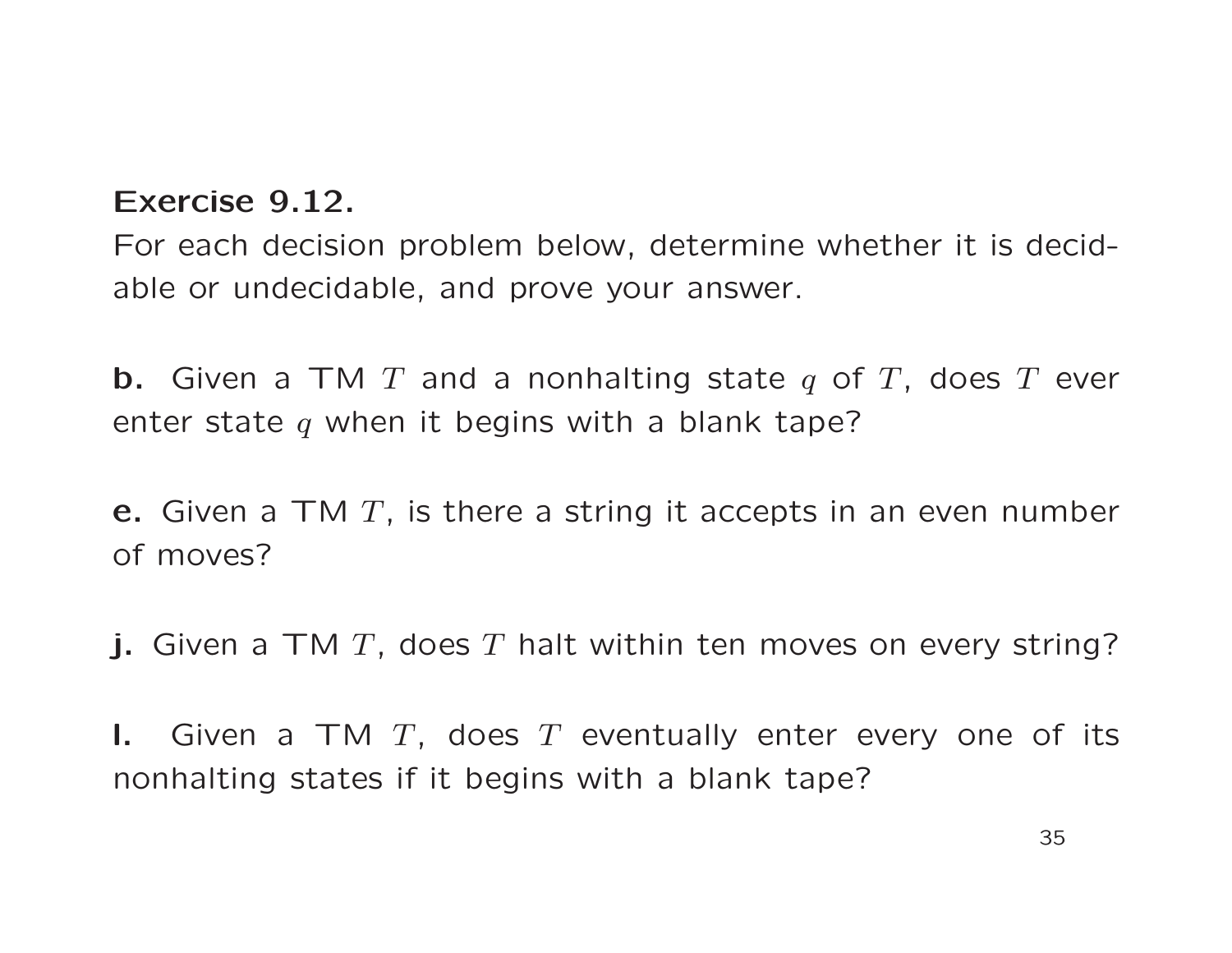**Exercise 9.12.**

For each decision problem below, determine whether it is decidable or undecidable, and prove your answer.

**b.** Given a TM $T$ and a nonhalting state $q$ of $T$, does $T$ ever enter state $q$ when it begins with a blank tape?

**e.** Given a TM $T$, is there a string it accepts in an even number of moves?

**j.** Given a TM $T$, does $T$ halt within ten moves on every string?

**l.** Given a TM $T$, does $T$ eventually enter every one of its nonhalting states if it begins with a blank tape?